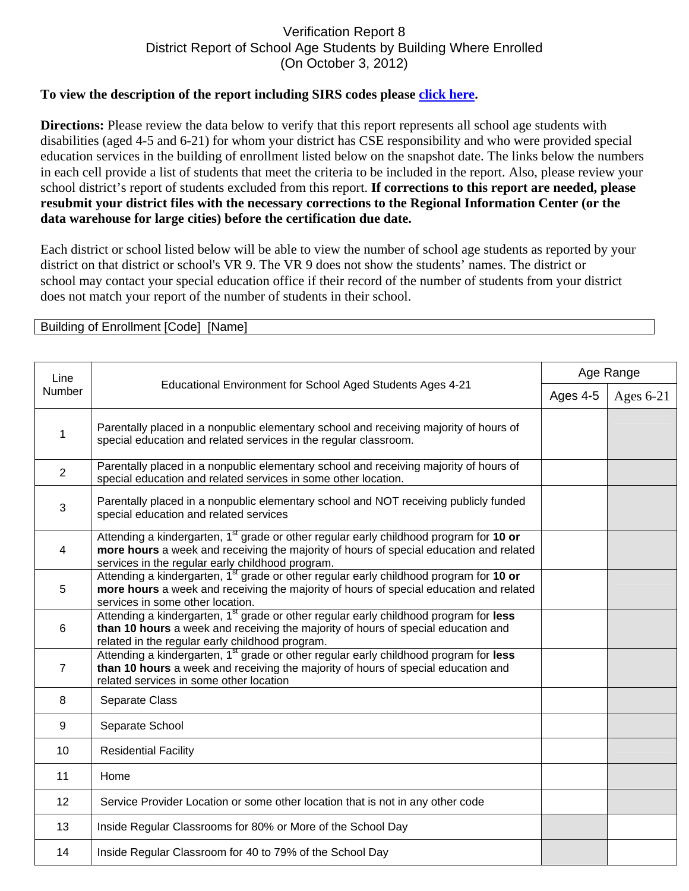# Verification Report 8
## District Report of School Age Students by Building Where Enrolled
## (On October 3, 2012)

**To view the description of the report including SIRS codes please click here.**

**Directions:** Please review the data below to verify that this report represents all school age students with disabilities (aged 4-5 and 6-21) for whom your district has CSE responsibility and who were provided special education services in the building of enrollment listed below on the snapshot date. The links below the numbers in each cell provide a list of students that meet the criteria to be included in the report. Also, please review your school district's report of students excluded from this report. **If corrections to this report are needed, please resubmit your district files with the necessary corrections to the Regional Information Center (or the data warehouse for large cities) before the certification due date.**

Each district or school listed below will be able to view the number of school age students as reported by your district on that district or school's VR 9. The VR 9 does not show the students' names. The district or school may contact your special education office if their record of the number of students from your district does not match your report of the number of students in their school.

| Building of Enrollment [Code] [Name] |
|---|

| Line Number | Educational Environment for School Aged Students Ages 4-21 | Age Range | |
|---|---|---|---|
| | | Ages 4-5 | Ages 6-21 |
| 1 | Parentally placed in a nonpublic elementary school and receiving majority of hours of special education and related services in the regular classroom. | | |
| 2 | Parentally placed in a nonpublic elementary school and receiving majority of hours of special education and related services in some other location. | | |
| 3 | Parentally placed in a nonpublic elementary school and NOT receiving publicly funded special education and related services | | |
| 4 | Attending a kindergarten, 1st grade or other regular early childhood program for **10 or more hours** a week and receiving the majority of hours of special education and related services in the regular early childhood program. | | |
| 5 | Attending a kindergarten, 1st grade or other regular early childhood program for **10 or more hours** a week and receiving the majority of hours of special education and related services in some other location. | | |
| 6 | Attending a kindergarten, 1st grade or other regular early childhood program for **less than 10 hours** a week and receiving the majority of hours of special education and related in the regular early childhood program. | | |
| 7 | Attending a kindergarten, 1st grade or other regular early childhood program for **less than 10 hours** a week and receiving the majority of hours of special education and related services in some other location | | |
| 8 | Separate Class | | |
| 9 | Separate School | | |
| 10 | Residential Facility | | |
| 11 | Home | | |
| 12 | Service Provider Location or some other location that is not in any other code | | |
| 13 | Inside Regular Classrooms for 80% or More of the School Day | | |
| 14 | Inside Regular Classroom for 40 to 79% of the School Day | | |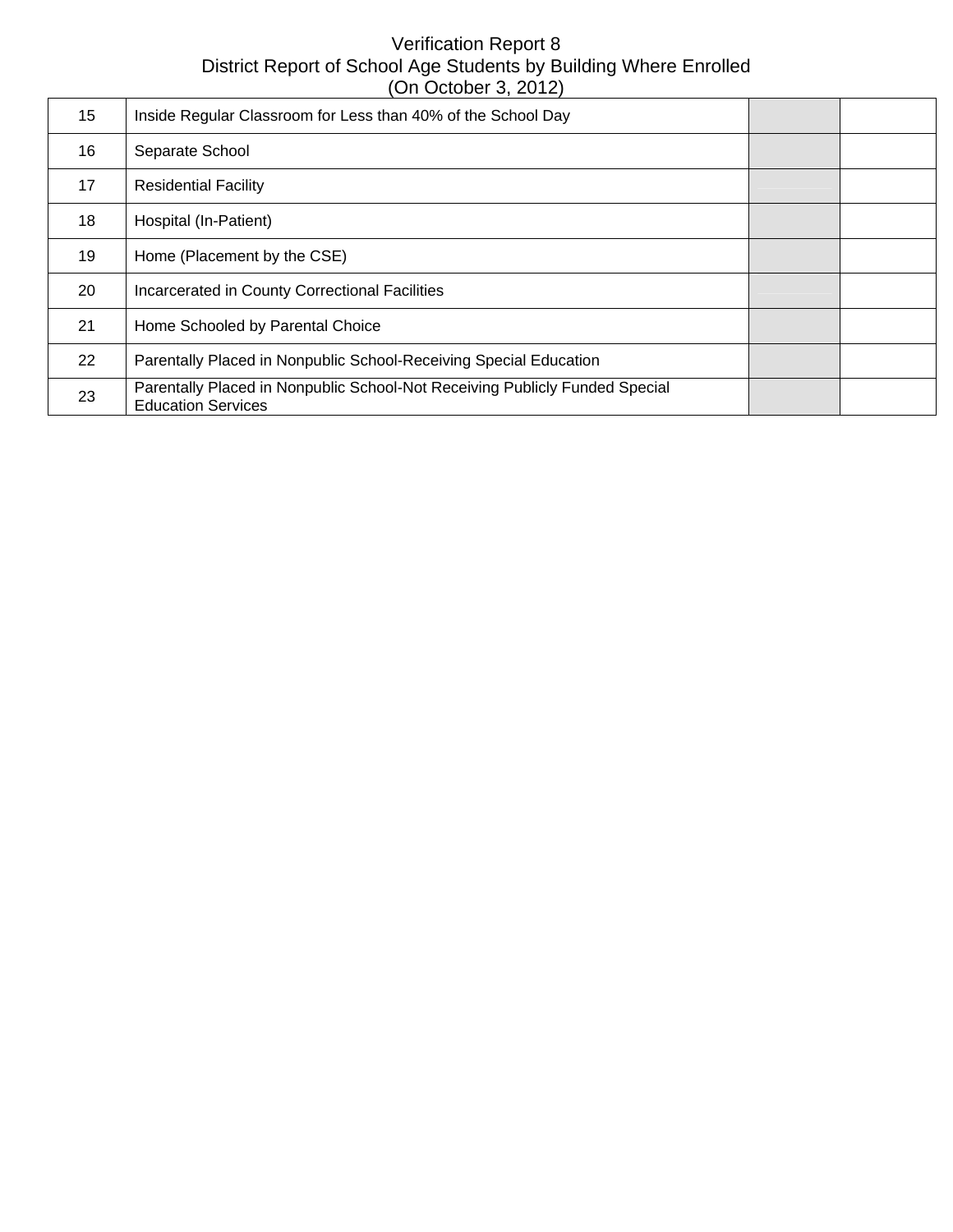Verification Report 8
District Report of School Age Students by Building Where Enrolled
(On October 3, 2012)

| | | | |
|---|---|---|---|
| 15 | Inside Regular Classroom for Less than 40% of the School Day | | |
| 16 | Separate School | | |
| 17 | Residential Facility | | |
| 18 | Hospital (In-Patient) | | |
| 19 | Home (Placement by the CSE) | | |
| 20 | Incarcerated in County Correctional Facilities | | |
| 21 | Home Schooled by Parental Choice | | |
| 22 | Parentally Placed in Nonpublic School-Receiving Special Education | | |
| 23 | Parentally Placed in Nonpublic School-Not Receiving Publicly Funded Special Education Services | | |